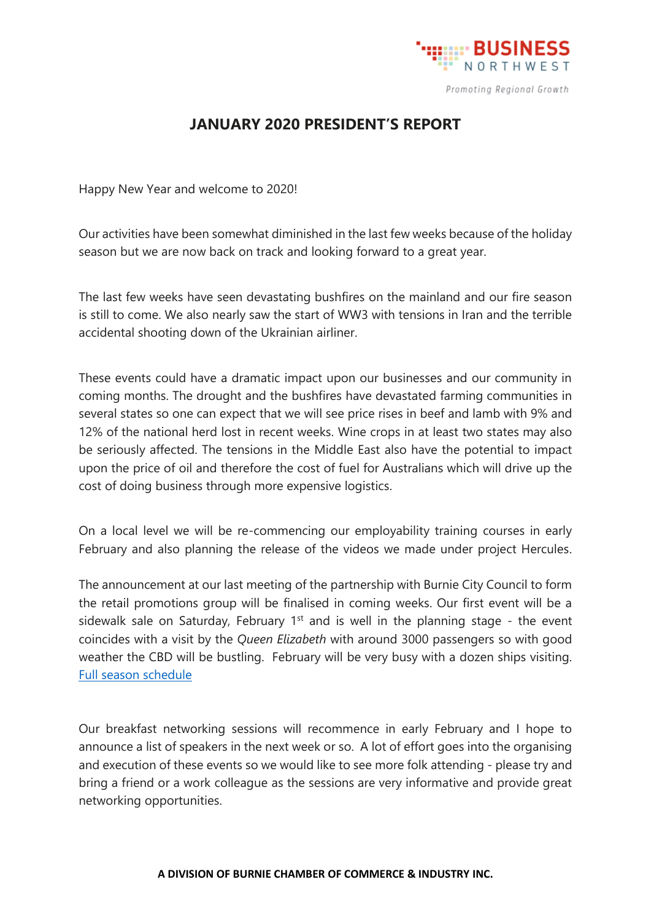BUSINESS NORTHWEST

*Promoting Regional Growth*

# JANUARY 2020 PRESIDENT'S REPORT

Happy New Year and welcome to 2020!

Our activities have been somewhat diminished in the last few weeks because of the holiday season but we are now back on track and looking forward to a great year.

The last few weeks have seen devastating bushfires on the mainland and our fire season is still to come. We also nearly saw the start of WW3 with tensions in Iran and the terrible accidental shooting down of the Ukrainian airliner.

These events could have a dramatic impact upon our businesses and our community in coming months. The drought and the bushfires have devastated farming communities in several states so one can expect that we will see price rises in beef and lamb with 9% and 12% of the national herd lost in recent weeks. Wine crops in at least two states may also be seriously affected. The tensions in the Middle East also have the potential to impact upon the price of oil and therefore the cost of fuel for Australians which will drive up the cost of doing business through more expensive logistics.

On a local level we will be re-commencing our employability training courses in early February and also planning the release of the videos we made under project Hercules.

The announcement at our last meeting of the partnership with Burnie City Council to form the retail promotions group will be finalised in coming weeks. Our first event will be a sidewalk sale on Saturday, February 1st and is well in the planning stage - the event coincides with a visit by the *Queen Elizabeth* with around 3000 passengers so with good weather the CBD will be bustling. February will be very busy with a dozen ships visiting. Full season schedule

Our breakfast networking sessions will recommence in early February and I hope to announce a list of speakers in the next week or so. A lot of effort goes into the organising and execution of these events so we would like to see more folk attending - please try and bring a friend or a work colleague as the sessions are very informative and provide great networking opportunities.

**A DIVISION OF BURNIE CHAMBER OF COMMERCE & INDUSTRY INC.**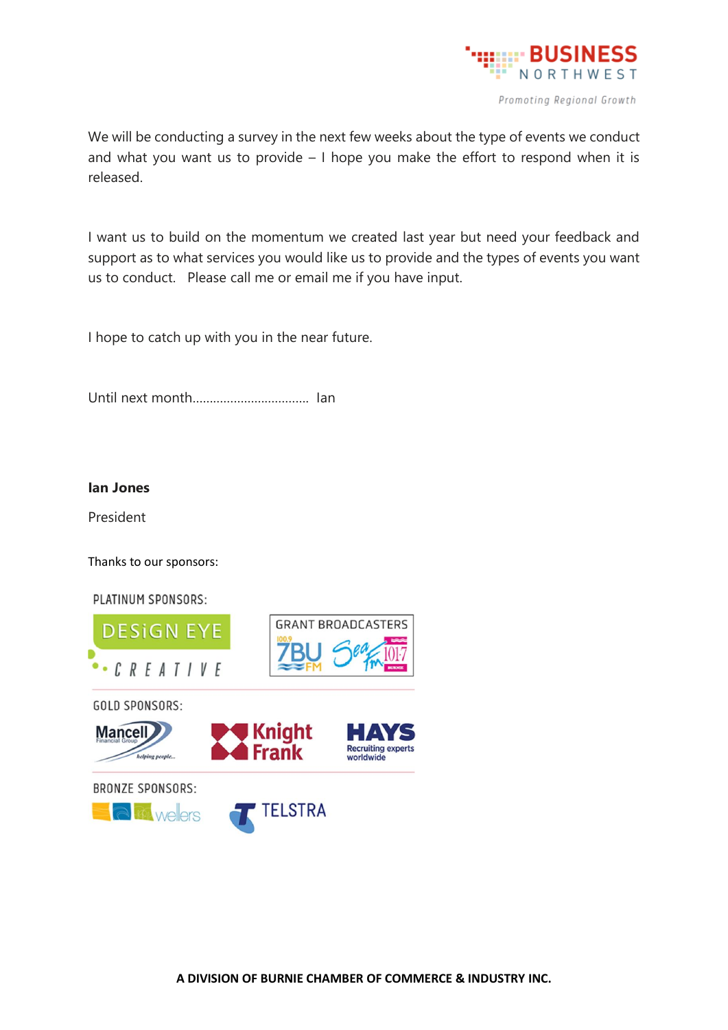We will be conducting a survey in the next few weeks about the type of events we conduct and what you want us to provide – I hope you make the effort to respond when it is released.

I want us to build on the momentum we created last year but need your feedback and support as to what services you would like us to provide and the types of events you want us to conduct. Please call me or email me if you have input.

I hope to catch up with you in the near future.

Until next month................................. Ian

**Ian Jones**

President

Thanks to our sponsors:

PLATINUM SPONSORS:

DESiGN EYE CREATIVE

GRANT BROADCASTERS

GOLD SPONSORS:

Mancell Financial Group

Knight Frank

HAYS Recruiting experts worldwide

BRONZE SPONSORS:

wellers

TELSTRA

**A DIVISION OF BURNIE CHAMBER OF COMMERCE & INDUSTRY INC.**